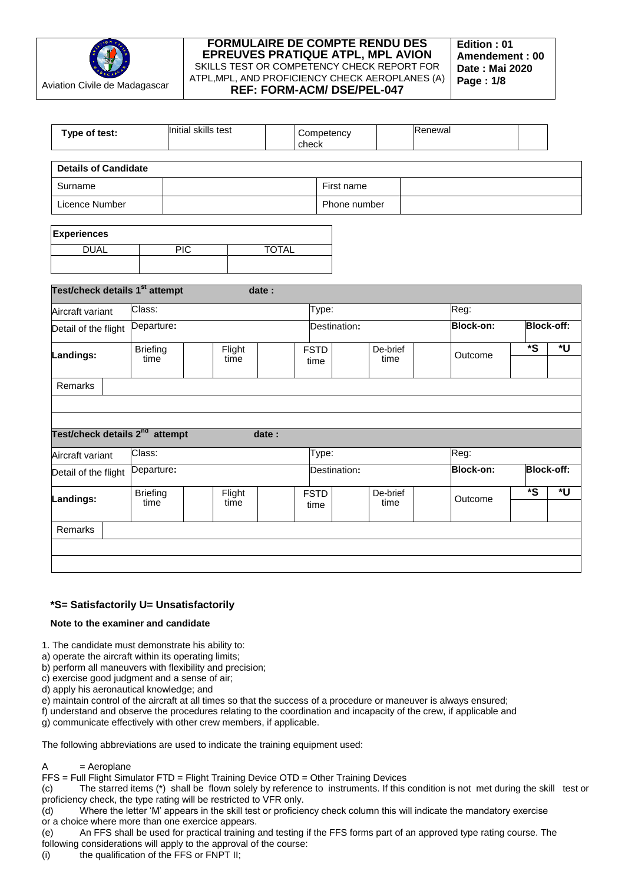| Aviation Civile de Madagascar | **FORMULAIRE DE COMPTE RENDU DES EPREUVES PRATIQUE ATPL, MPL AVION** SKILLS TEST OR COMPETENCY CHECK REPORT FOR ATPL,MPL, AND PROFICIENCY CHECK AEROPLANES (A) **REF: FORM-ACM/ DSE/PEL-047** | **Edition : 01** **Amendement : 00** **Date : Mai 2020** **Page : 1/8** |
|---|---|---|

| **Type of test:** | Initial skills test | | Competency check | | Renewal | |
|---|---|---|---|---|---|---|

| **Details of Candidate** | | | |
|---|---|---|---|
| Surname | | First name | |
| Licence Number | | Phone number | |

| **Experiences** | | |
|---|---|---|
| DUAL | PIC | TOTAL |
| | | |

| **Test/check details 1st attempt** | | | | **date :** | | | | | | | |
|---|---|---|---|---|---|---|---|---|---|---|---|
| Aircraft variant | Class: | | | | Type: | | | | Reg: | | |
| Detail of the flight | Departure**:** | | | | Destination**:** | | | | **Block-on:** | **Block-off:** | |
| **Landings:** | Briefing time | | Flight time | | FSTD time | | De-brief time | | Outcome | *S | *U |
| Remarks | | | | | | | | | | | |
| | | | | | | | | | | | |
| | | | | | | | | | | | |

| **Test/check details 2nd attempt** | | | | **date :** | | | | | | | |
|---|---|---|---|---|---|---|---|---|---|---|---|
| Aircraft variant | Class: | | | | Type: | | | | Reg: | | |
| Detail of the flight | Departure**:** | | | | Destination**:** | | | | **Block-on:** | **Block-off:** | |
| **Landings:** | Briefing time | | Flight time | | FSTD time | | De-brief time | | Outcome | *S | *U |
| Remarks | | | | | | | | | | | |
| | | | | | | | | | | | |
| | | | | | | | | | | | |

**\*S= Satisfactorily U= Unsatisfactorily**

**Note to the examiner and candidate**

1. The candidate must demonstrate his ability to:
a) operate the aircraft within its operating limits;
b) perform all maneuvers with flexibility and precision;
c) exercise good judgment and a sense of air;
d) apply his aeronautical knowledge; and
e) maintain control of the aircraft at all times so that the success of a procedure or maneuver is always ensured;
f) understand and observe the procedures relating to the coordination and incapacity of the crew, if applicable and
g) communicate effectively with other crew members, if applicable.

The following abbreviations are used to indicate the training equipment used:

A = Aeroplane
FFS = Full Flight Simulator FTD = Flight Training Device OTD = Other Training Devices
(c) The starred items (*) shall be flown solely by reference to instruments. If this condition is not met during the skill test or proficiency check, the type rating will be restricted to VFR only.
(d) Where the letter 'M' appears in the skill test or proficiency check column this will indicate the mandatory exercise or a choice where more than one exercice appears.
(e) An FFS shall be used for practical training and testing if the FFS forms part of an approved type rating course. The following considerations will apply to the approval of the course:
(i) the qualification of the FFS or FNPT II;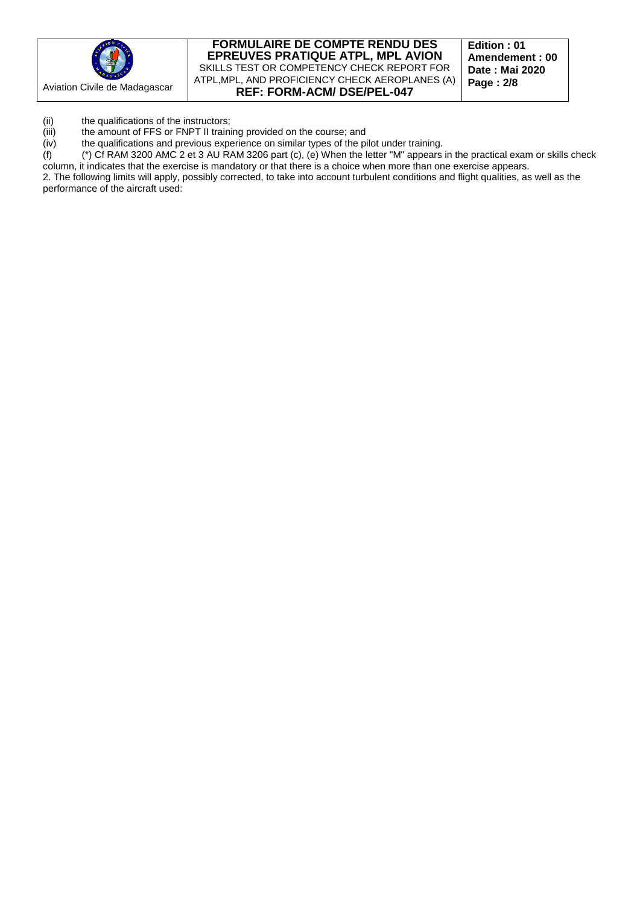(ii) the qualifications of the instructors;

(iii) the amount of FFS or FNPT II training provided on the course; and

(iv) the qualifications and previous experience on similar types of the pilot under training.

(f) (*) Cf RAM 3200 AMC 2 et 3 AU RAM 3206 part (c), (e) When the letter "M" appears in the practical exam or skills check column, it indicates that the exercise is mandatory or that there is a choice when more than one exercise appears.

2. The following limits will apply, possibly corrected, to take into account turbulent conditions and flight qualities, as well as the performance of the aircraft used: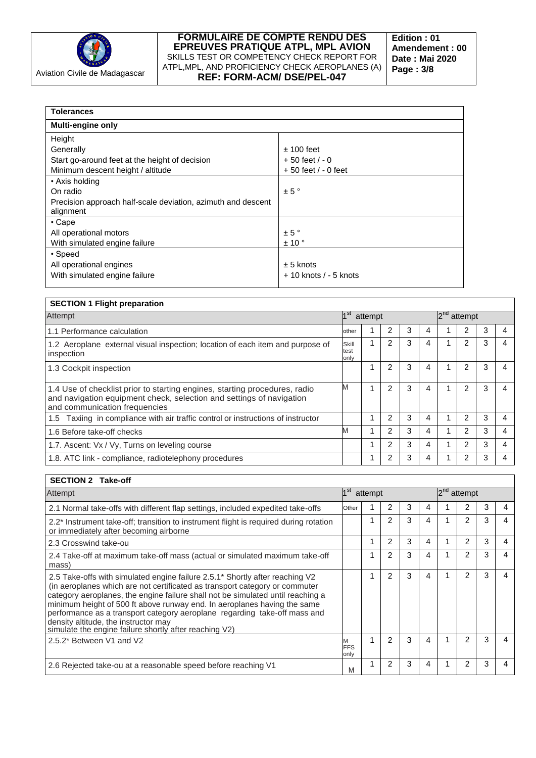| Tolerances | |
|---|---|
| **Multi-engine only** | |
| Height<br>Generally<br>Start go-around feet at the height of decision<br>Minimum descent height / altitude | <br>± 100 feet<br>+ 50 feet / - 0<br>+ 50 feet / - 0 feet |
| • Axis holding<br>On radio<br>Precision approach half-scale deviation, azimuth and descent alignment | <br>± 5 °<br> |
| • Cape<br>All operational motors<br>With simulated engine failure | <br>± 5 °<br>± 10 ° |
| • Speed<br>All operational engines<br>With simulated engine failure | <br>± 5 knots<br>+ 10 knots / - 5 knots |

| **SECTION 1 Flight preparation** | | | | | | | | | |
|---|---|---|---|---|---|---|---|---|---|
| Attempt | $1^{st}$ attempt | | | | | $2^{nd}$ attempt | | | |
| 1.1 Performance calculation | other | 1 | 2 | 3 | 4 | 1 | 2 | 3 | 4 |
| 1.2 Aeroplane external visual inspection; location of each item and purpose of inspection | Skill test only | 1 | 2 | 3 | 4 | 1 | 2 | 3 | 4 |
| 1.3 Cockpit inspection | | 1 | 2 | 3 | 4 | 1 | 2 | 3 | 4 |
| 1.4 Use of checklist prior to starting engines, starting procedures, radio and navigation equipment check, selection and settings of navigation and communication frequencies | M | 1 | 2 | 3 | 4 | 1 | 2 | 3 | 4 |
| 1.5 Taxiing in compliance with air traffic control or instructions of instructor | | 1 | 2 | 3 | 4 | 1 | 2 | 3 | 4 |
| 1.6 Before take-off checks | M | 1 | 2 | 3 | 4 | 1 | 2 | 3 | 4 |
| 1.7. Ascent: Vx / Vy, Turns on leveling course | | 1 | 2 | 3 | 4 | 1 | 2 | 3 | 4 |
| 1.8. ATC link - compliance, radiotelephony procedures | | 1 | 2 | 3 | 4 | 1 | 2 | 3 | 4 |

| **SECTION 2 Take-off** | | | | | | | | | |
|---|---|---|---|---|---|---|---|---|---|
| Attempt | $1^{st}$ attempt | | | | | $2^{nd}$ attempt | | | |
| 2.1 Normal take-offs with different flap settings, included expedited take-offs | Other | 1 | 2 | 3 | 4 | 1 | 2 | 3 | 4 |
| 2.2* Instrument take-off; transition to instrument flight is required during rotation or immediately after becoming airborne | | 1 | 2 | 3 | 4 | 1 | 2 | 3 | 4 |
| 2.3 Crosswind take-ou | | 1 | 2 | 3 | 4 | 1 | 2 | 3 | 4 |
| 2.4 Take-off at maximum take-off mass (actual or simulated maximum take-off mass) | | 1 | 2 | 3 | 4 | 1 | 2 | 3 | 4 |
| 2.5 Take-offs with simulated engine failure 2.5.1* Shortly after reaching V2 (in aeroplanes which are not certificated as transport category or commuter category aeroplanes, the engine failure shall not be simulated until reaching a minimum height of 500 ft above runway end. In aeroplanes having the same performance as a transport category aeroplane regarding take-off mass and density altitude, the instructor may simulate the engine failure shortly after reaching V2) | | 1 | 2 | 3 | 4 | 1 | 2 | 3 | 4 |
| 2.5.2* Between V1 and V2 | M FFS only | 1 | 2 | 3 | 4 | 1 | 2 | 3 | 4 |
| 2.6 Rejected take-ou at a reasonable speed before reaching V1 | M | 1 | 2 | 3 | 4 | 1 | 2 | 3 | 4 |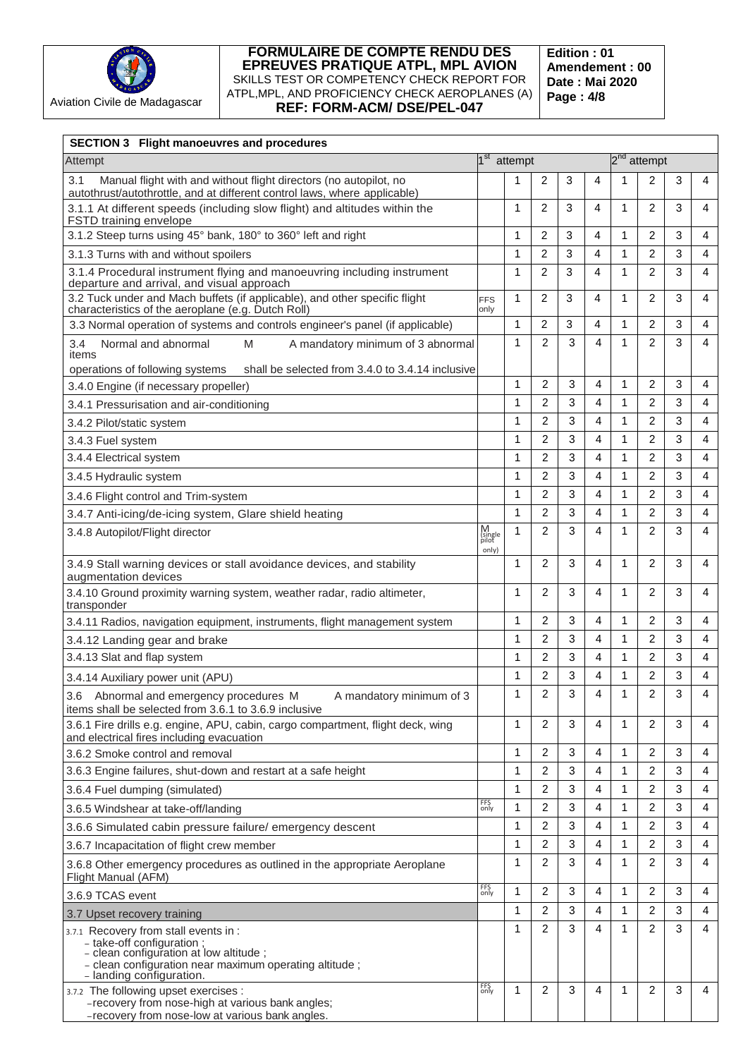| SECTION 3 Flight manoeuvres and procedures | | | | | | | | | |
|---|---|---|---|---|---|---|---|---|---|
| Attempt | | 1st attempt | | | | 2nd attempt | | | |
| 3.1 Manual flight with and without flight directors (no autopilot, no autothrust/autothrottle, and at different control laws, where applicable) | | 1 | 2 | 3 | 4 | 1 | 2 | 3 | 4 |
| 3.1.1 At different speeds (including slow flight) and altitudes within the FSTD training envelope | | 1 | 2 | 3 | 4 | 1 | 2 | 3 | 4 |
| 3.1.2 Steep turns using 45° bank, 180° to 360° left and right | | 1 | 2 | 3 | 4 | 1 | 2 | 3 | 4 |
| 3.1.3 Turns with and without spoilers | | 1 | 2 | 3 | 4 | 1 | 2 | 3 | 4 |
| 3.1.4 Procedural instrument flying and manoeuvring including instrument departure and arrival, and visual approach | | 1 | 2 | 3 | 4 | 1 | 2 | 3 | 4 |
| 3.2 Tuck under and Mach buffets (if applicable), and other specific flight characteristics of the aeroplane (e.g. Dutch Roll) | FFS only | 1 | 2 | 3 | 4 | 1 | 2 | 3 | 4 |
| 3.3 Normal operation of systems and controls engineer's panel (if applicable) | | 1 | 2 | 3 | 4 | 1 | 2 | 3 | 4 |
| 3.4 Normal and abnormal operations of following systems M A mandatory minimum of 3 abnormal items shall be selected from 3.4.0 to 3.4.14 inclusive | | 1 | 2 | 3 | 4 | 1 | 2 | 3 | 4 |
| 3.4.0 Engine (if necessary propeller) | | 1 | 2 | 3 | 4 | 1 | 2 | 3 | 4 |
| 3.4.1 Pressurisation and air-conditioning | | 1 | 2 | 3 | 4 | 1 | 2 | 3 | 4 |
| 3.4.2 Pilot/static system | | 1 | 2 | 3 | 4 | 1 | 2 | 3 | 4 |
| 3.4.3 Fuel system | | 1 | 2 | 3 | 4 | 1 | 2 | 3 | 4 |
| 3.4.4 Electrical system | | 1 | 2 | 3 | 4 | 1 | 2 | 3 | 4 |
| 3.4.5 Hydraulic system | | 1 | 2 | 3 | 4 | 1 | 2 | 3 | 4 |
| 3.4.6 Flight control and Trim-system | | 1 | 2 | 3 | 4 | 1 | 2 | 3 | 4 |
| 3.4.7 Anti-icing/de-icing system, Glare shield heating | | 1 | 2 | 3 | 4 | 1 | 2 | 3 | 4 |
| 3.4.8 Autopilot/Flight director | M (single pilot only) | 1 | 2 | 3 | 4 | 1 | 2 | 3 | 4 |
| 3.4.9 Stall warning devices or stall avoidance devices, and stability augmentation devices | | 1 | 2 | 3 | 4 | 1 | 2 | 3 | 4 |
| 3.4.10 Ground proximity warning system, weather radar, radio altimeter, transponder | | 1 | 2 | 3 | 4 | 1 | 2 | 3 | 4 |
| 3.4.11 Radios, navigation equipment, instruments, flight management system | | 1 | 2 | 3 | 4 | 1 | 2 | 3 | 4 |
| 3.4.12 Landing gear and brake | | 1 | 2 | 3 | 4 | 1 | 2 | 3 | 4 |
| 3.4.13 Slat and flap system | | 1 | 2 | 3 | 4 | 1 | 2 | 3 | 4 |
| 3.4.14 Auxiliary power unit (APU) | | 1 | 2 | 3 | 4 | 1 | 2 | 3 | 4 |
| 3.6 Abnormal and emergency procedures M A mandatory minimum of 3 items shall be selected from 3.6.1 to 3.6.9 inclusive | | 1 | 2 | 3 | 4 | 1 | 2 | 3 | 4 |
| 3.6.1 Fire drills e.g. engine, APU, cabin, cargo compartment, flight deck, wing and electrical fires including evacuation | | 1 | 2 | 3 | 4 | 1 | 2 | 3 | 4 |
| 3.6.2 Smoke control and removal | | 1 | 2 | 3 | 4 | 1 | 2 | 3 | 4 |
| 3.6.3 Engine failures, shut-down and restart at a safe height | | 1 | 2 | 3 | 4 | 1 | 2 | 3 | 4 |
| 3.6.4 Fuel dumping (simulated) | | 1 | 2 | 3 | 4 | 1 | 2 | 3 | 4 |
| 3.6.5 Windshear at take-off/landing | FFS only | 1 | 2 | 3 | 4 | 1 | 2 | 3 | 4 |
| 3.6.6 Simulated cabin pressure failure/ emergency descent | | 1 | 2 | 3 | 4 | 1 | 2 | 3 | 4 |
| 3.6.7 Incapacitation of flight crew member | | 1 | 2 | 3 | 4 | 1 | 2 | 3 | 4 |
| 3.6.8 Other emergency procedures as outlined in the appropriate Aeroplane Flight Manual (AFM) | | 1 | 2 | 3 | 4 | 1 | 2 | 3 | 4 |
| 3.6.9 TCAS event | FFS only | 1 | 2 | 3 | 4 | 1 | 2 | 3 | 4 |
| 3.7 Upset recovery training | | 1 | 2 | 3 | 4 | 1 | 2 | 3 | 4 |
| 3.7.1 Recovery from stall events in : - take-off configuration ; - clean configuration at low altitude ; - clean configuration near maximum operating altitude ; - landing configuration. | | 1 | 2 | 3 | 4 | 1 | 2 | 3 | 4 |
| 3.7.2 The following upset exercises : -recovery from nose-high at various bank angles; -recovery from nose-low at various bank angles. | FFS only | 1 | 2 | 3 | 4 | 1 | 2 | 3 | 4 |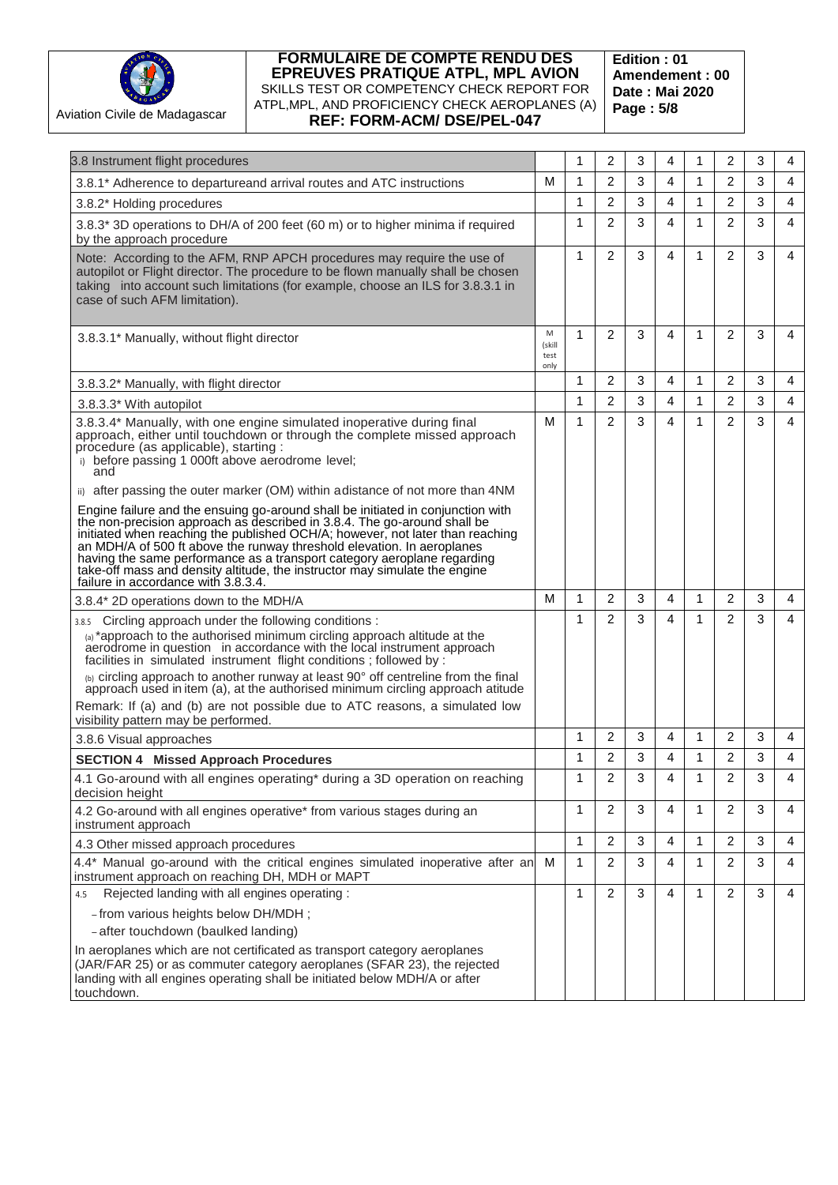| 3.8 Instrument flight procedures | | 1 | 2 | 3 | 4 | 1 | 2 | 3 | 4 |
|---|---|---|---|---|---|---|---|---|---|
| 3.8.1* Adherence to departureand arrival routes and ATC instructions | M | 1 | 2 | 3 | 4 | 1 | 2 | 3 | 4 |
| 3.8.2* Holding procedures | | 1 | 2 | 3 | 4 | 1 | 2 | 3 | 4 |
| 3.8.3* 3D operations to DH/A of 200 feet (60 m) or to higher minima if required by the approach procedure | | 1 | 2 | 3 | 4 | 1 | 2 | 3 | 4 |
| Note: According to the AFM, RNP APCH procedures may require the use of autopilot or Flight director. The procedure to be flown manually shall be chosen taking into account such limitations (for example, choose an ILS for 3.8.3.1 in case of such AFM limitation). | | 1 | 2 | 3 | 4 | 1 | 2 | 3 | 4 |
| 3.8.3.1* Manually, without flight director | M (skill test only) | 1 | 2 | 3 | 4 | 1 | 2 | 3 | 4 |
| 3.8.3.2* Manually, with flight director | | 1 | 2 | 3 | 4 | 1 | 2 | 3 | 4 |
| 3.8.3.3* With autopilot | | 1 | 2 | 3 | 4 | 1 | 2 | 3 | 4 |
| 3.8.3.4* Manually, with one engine simulated inoperative during final approach, either until touchdown or through the complete missed approach procedure (as applicable), starting :<br>i) before passing 1 000ft above aerodrome level; and<br>ii) after passing the outer marker (OM) within adistance of not more than 4NM<br>Engine failure and the ensuing go-around shall be initiated in conjunction with the non-precision approach as described in 3.8.4. The go-around shall be initiated when reaching the published OCH/A; however, not later than reaching an MDH/A of 500 ft above the runway threshold elevation. In aeroplanes having the same performance as a transport category aeroplane regarding take-off mass and density altitude, the instructor may simulate the engine failure in accordance with 3.8.3.4. | M | 1 | 2 | 3 | 4 | 1 | 2 | 3 | 4 |
| 3.8.4* 2D operations down to the MDH/A | M | 1 | 2 | 3 | 4 | 1 | 2 | 3 | 4 |
| 3.8.5 Circling approach under the following conditions :<br>(a) *approach to the authorised minimum circling approach altitude at the aerodrome in question in accordance with the local instrument approach facilities in simulated instrument flight conditions ; followed by :<br>(b) circling approach to another runway at least 90° off centreline from the final approach used in item (a), at the authorised minimum circling approach atitude<br>Remark: If (a) and (b) are not possible due to ATC reasons, a simulated low visibility pattern may be performed. | | 1 | 2 | 3 | 4 | 1 | 2 | 3 | 4 |
| 3.8.6 Visual approaches | | 1 | 2 | 3 | 4 | 1 | 2 | 3 | 4 |
| **SECTION 4 Missed Approach Procedures** | | 1 | 2 | 3 | 4 | 1 | 2 | 3 | 4 |
| 4.1 Go-around with all engines operating* during a 3D operation on reaching decision height | | 1 | 2 | 3 | 4 | 1 | 2 | 3 | 4 |
| 4.2 Go-around with all engines operative* from various stages during an instrument approach | | 1 | 2 | 3 | 4 | 1 | 2 | 3 | 4 |
| 4.3 Other missed approach procedures | | 1 | 2 | 3 | 4 | 1 | 2 | 3 | 4 |
| 4.4* Manual go-around with the critical engines simulated inoperative after an instrument approach on reaching DH, MDH or MAPT | M | 1 | 2 | 3 | 4 | 1 | 2 | 3 | 4 |
| 4.5 Rejected landing with all engines operating :<br>- from various heights below DH/MDH ;<br>- after touchdown (baulked landing)<br>In aeroplanes which are not certificated as transport category aeroplanes (JAR/FAR 25) or as commuter category aeroplanes (SFAR 23), the rejected landing with all engines operating shall be initiated below MDH/A or after touchdown. | | 1 | 2 | 3 | 4 | 1 | 2 | 3 | 4 |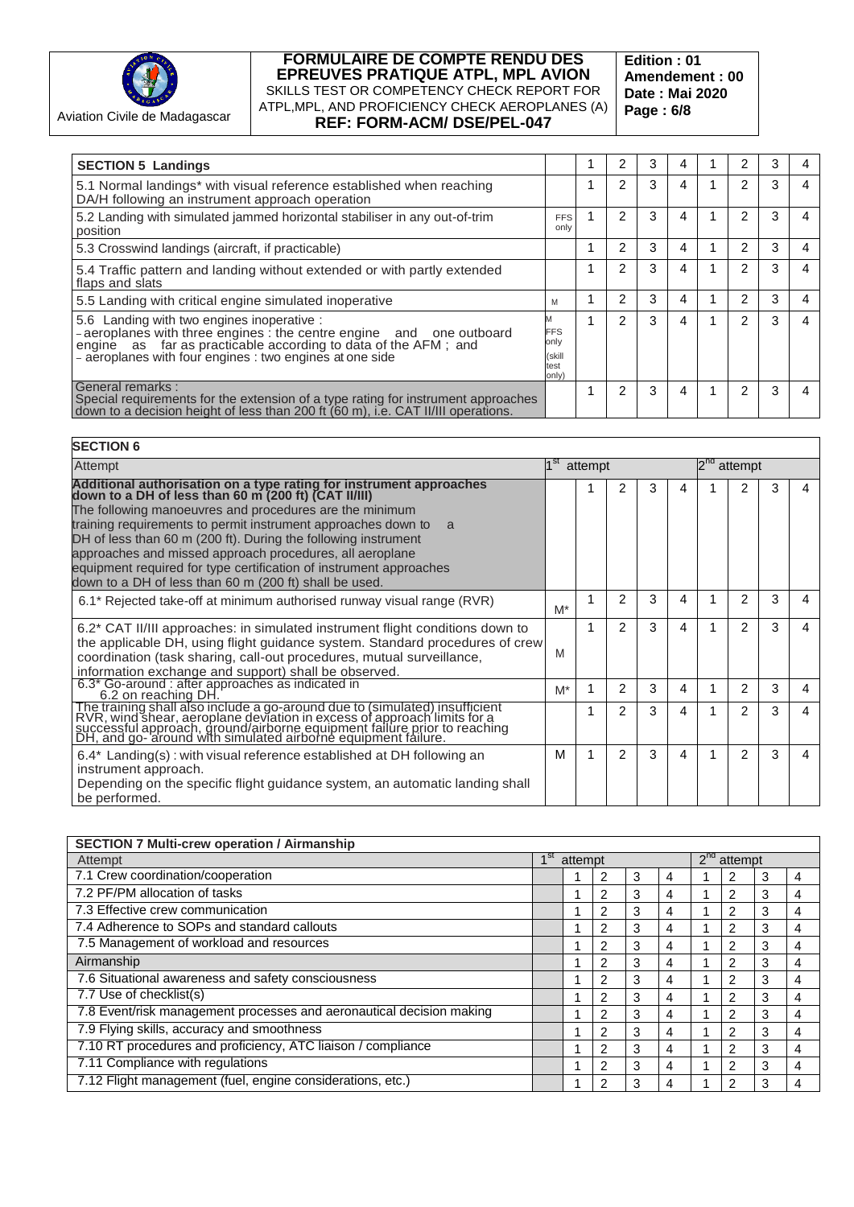| SECTION 5 Landings | | 1 | 2 | 3 | 4 | 1 | 2 | 3 | 4 |
|---|---|---|---|---|---|---|---|---|---|
| 5.1 Normal landings* with visual reference established when reaching DA/H following an instrument approach operation | | 1 | 2 | 3 | 4 | 1 | 2 | 3 | 4 |
| 5.2 Landing with simulated jammed horizontal stabiliser in any out-of-trim position | FFS only | 1 | 2 | 3 | 4 | 1 | 2 | 3 | 4 |
| 5.3 Crosswind landings (aircraft, if practicable) | | 1 | 2 | 3 | 4 | 1 | 2 | 3 | 4 |
| 5.4 Traffic pattern and landing without extended or with partly extended flaps and slats | | 1 | 2 | 3 | 4 | 1 | 2 | 3 | 4 |
| 5.5 Landing with critical engine simulated inoperative | M | 1 | 2 | 3 | 4 | 1 | 2 | 3 | 4 |
| 5.6 Landing with two engines inoperative :<br>- aeroplanes with three engines : the centre engine and one outboard engine as far as practicable according to data of the AFM ; and<br>- aeroplanes with four engines : two engines at one side | M<br>FFS only<br>(skill test only) | 1 | 2 | 3 | 4 | 1 | 2 | 3 | 4 |
| General remarks :<br>Special requirements for the extension of a type rating for instrument approaches down to a decision height of less than 200 ft (60 m), i.e. CAT II/III operations. | | 1 | 2 | 3 | 4 | 1 | 2 | 3 | 4 |

| SECTION 6 | | | | | | | | | |
|---|---|---|---|---|---|---|---|---|---|
| Attempt | 1st attempt | | | | | 2nd attempt | | | |
| **Additional authorisation on a type rating for instrument approaches down to a DH of less than 60 m (200 ft) (CAT II/III)**<br>The following manoeuvres and procedures are the minimum training requirements to permit instrument approaches down to a DH of less than 60 m (200 ft). During the following instrument approaches and missed approach procedures, all aeroplane equipment required for type certification of instrument approaches down to a DH of less than 60 m (200 ft) shall be used. | | 1 | 2 | 3 | 4 | 1 | 2 | 3 | 4 |
| 6.1* Rejected take-off at minimum authorised runway visual range (RVR) | M* | 1 | 2 | 3 | 4 | 1 | 2 | 3 | 4 |
| 6.2* CAT II/III approaches: in simulated instrument flight conditions down to the applicable DH, using flight guidance system. Standard procedures of crew coordination (task sharing, call-out procedures, mutual surveillance, information exchange and support) shall be observed. | M | 1 | 2 | 3 | 4 | 1 | 2 | 3 | 4 |
| 6.3* Go-around : after approaches as indicated in 6.2 on reaching DH. | M* | 1 | 2 | 3 | 4 | 1 | 2 | 3 | 4 |
| The training shall also include a go-around due to (simulated) insufficient RVR, wind shear, aeroplane deviation in excess of approach limits for a successful approach, ground/airborne equipment failure prior to reaching DH, and go- around with simulated airborne equipment failure. | | 1 | 2 | 3 | 4 | 1 | 2 | 3 | 4 |
| 6.4* Landing(s) : with visual reference established at DH following an instrument approach.<br>Depending on the specific flight guidance system, an automatic landing shall be performed. | M | 1 | 2 | 3 | 4 | 1 | 2 | 3 | 4 |

| SECTION 7 Multi-crew operation / Airmanship | | | | | | | | | |
|---|---|---|---|---|---|---|---|---|---|
| Attempt | 1st attempt | | | | | 2nd attempt | | | |
| 7.1 Crew coordination/cooperation | | 1 | 2 | 3 | 4 | 1 | 2 | 3 | 4 |
| 7.2 PF/PM allocation of tasks | | 1 | 2 | 3 | 4 | 1 | 2 | 3 | 4 |
| 7.3 Effective crew communication | | 1 | 2 | 3 | 4 | 1 | 2 | 3 | 4 |
| 7.4 Adherence to SOPs and standard callouts | | 1 | 2 | 3 | 4 | 1 | 2 | 3 | 4 |
| 7.5 Management of workload and resources | | 1 | 2 | 3 | 4 | 1 | 2 | 3 | 4 |
| Airmanship | | 1 | 2 | 3 | 4 | 1 | 2 | 3 | 4 |
| 7.6 Situational awareness and safety consciousness | | 1 | 2 | 3 | 4 | 1 | 2 | 3 | 4 |
| 7.7 Use of checklist(s) | | 1 | 2 | 3 | 4 | 1 | 2 | 3 | 4 |
| 7.8 Event/risk management processes and aeronautical decision making | | 1 | 2 | 3 | 4 | 1 | 2 | 3 | 4 |
| 7.9 Flying skills, accuracy and smoothness | | 1 | 2 | 3 | 4 | 1 | 2 | 3 | 4 |
| 7.10 RT procedures and proficiency, ATC liaison / compliance | | 1 | 2 | 3 | 4 | 1 | 2 | 3 | 4 |
| 7.11 Compliance with regulations | | 1 | 2 | 3 | 4 | 1 | 2 | 3 | 4 |
| 7.12 Flight management (fuel, engine considerations, etc.) | | 1 | 2 | 3 | 4 | 1 | 2 | 3 | 4 |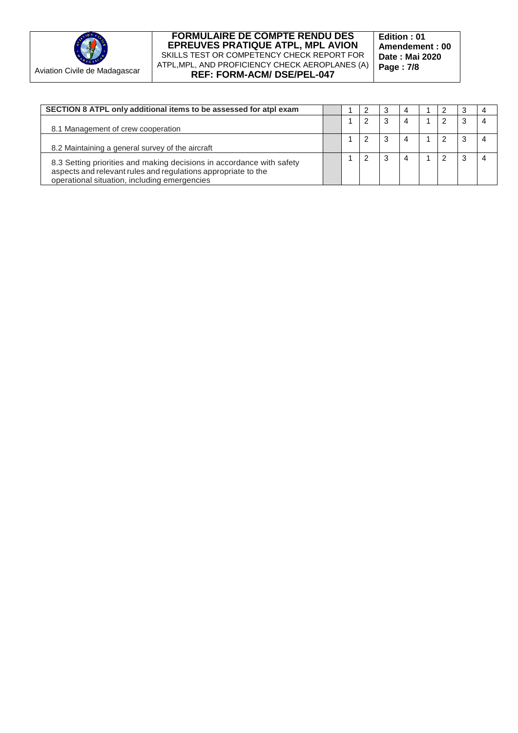| SECTION 8 ATPL only additional items to be assessed for atpl exam | | 1 | 2 | 3 | 4 | 1 | 2 | 3 | 4 |
|---|---|---|---|---|---|---|---|---|---|
| 8.1 Management of crew cooperation | | 1 | 2 | 3 | 4 | 1 | 2 | 3 | 4 |
| 8.2 Maintaining a general survey of the aircraft | | 1 | 2 | 3 | 4 | 1 | 2 | 3 | 4 |
| 8.3 Setting priorities and making decisions in accordance with safety aspects and relevant rules and regulations appropriate to the operational situation, including emergencies | | 1 | 2 | 3 | 4 | 1 | 2 | 3 | 4 |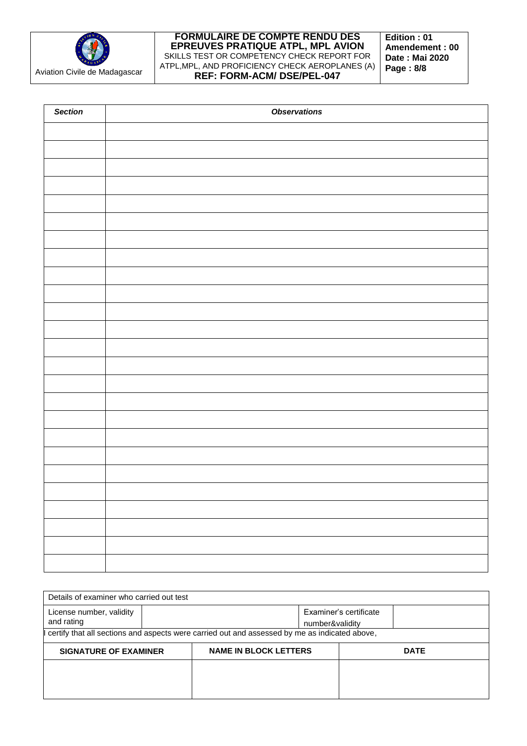| *Section* | *Observations* |
|---|---|
| | |
| | |
| | |
| | |
| | |
| | |
| | |
| | |
| | |
| | |
| | |
| | |
| | |
| | |
| | |
| | |
| | |
| | |
| | |
| | |
| | |
| | |
| | |
| | |
| | |

| Details of examiner who carried out test | | | |
|---|---|---|---|
| License number, validity and rating | | Examiner's certificate number&validity | |
| I certify that all sections and aspects were carried out and assessed by me as indicated above, | | | |

| **SIGNATURE OF EXAMINER** | **NAME IN BLOCK LETTERS** | **DATE** |
|---|---|---|
| | | |